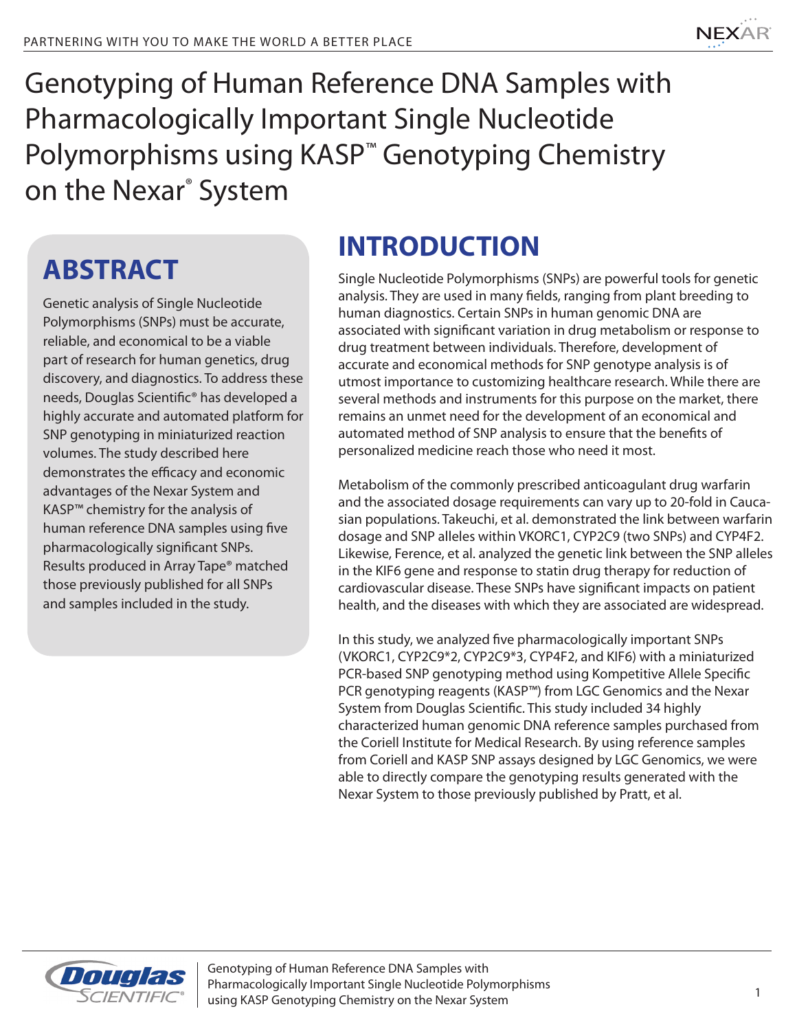# Genotyping of Human Reference DNA Samples with Pharmacologically Important Single Nucleotide Polymorphisms using KASP™ Genotyping Chemistry on the Nexar® System

## ABSTRACT

Genetic analysis of Single Nucleotide Polymorphisms (SNPs) must be accurate, reliable, and economical to be a viable part of research for human genetics, drug discovery, and diagnostics. To address these needs, Douglas Scientific® has developed a highly accurate and automated platform for SNP genotyping in miniaturized reaction volumes. The study described here demonstrates the efficacy and economic advantages of the Nexar System and KASP™ chemistry for the analysis of human reference DNA samples using five pharmacologically significant SNPs. Results produced in Array Tape® matched those previously published for all SNPs and samples included in the study.

## INTRODUCTION

Single Nucleotide Polymorphisms (SNPs) are powerful tools for genetic analysis. They are used in many fields, ranging from plant breeding to human diagnostics. Certain SNPs in human genomic DNA are associated with significant variation in drug metabolism or response to drug treatment between individuals. Therefore, development of accurate and economical methods for SNP genotype analysis is of utmost importance to customizing healthcare research. While there are several methods and instruments for this purpose on the market, there remains an unmet need for the development of an economical and automated method of SNP analysis to ensure that the benefits of personalized medicine reach those who need it most.

Metabolism of the commonly prescribed anticoagulant drug warfarin and the associated dosage requirements can vary up to 20-fold in Caucasian populations. Takeuchi, et al. demonstrated the link between warfarin dosage and SNP alleles within VKORC1, CYP2C9 (two SNPs) and CYP4F2. Likewise, Ference, et al. analyzed the genetic link between the SNP alleles in the KIF6 gene and response to statin drug therapy for reduction of cardiovascular disease. These SNPs have significant impacts on patient health, and the diseases with which they are associated are widespread.

In this study, we analyzed five pharmacologically important SNPs (VKORC1, CYP2C9*2, CYP2C9*3, CYP4F2, and KIF6) with a miniaturized PCR-based SNP genotyping method using Kompetitive Allele Specific PCR genotyping reagents (KASP™) from LGC Genomics and the Nexar System from Douglas Scientific. This study included 34 highly characterized human genomic DNA reference samples purchased from the Coriell Institute for Medical Research. By using reference samples from Coriell and KASP SNP assays designed by LGC Genomics, we were able to directly compare the genotyping results generated with the Nexar System to those previously published by Pratt, et al.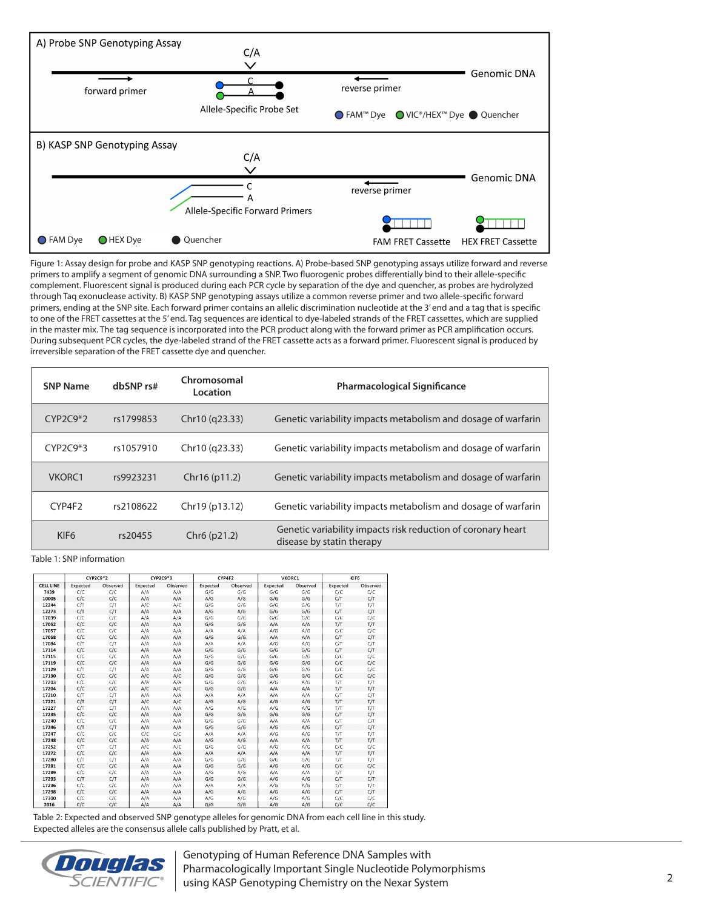**A) Probe SNP Genotyping Assay**

C/A — Genomic DNA — forward primer — C / A — Allele-Specific Probe Set — reverse primer

FAM™ Dye · VIC®/HEX™ Dye · Quencher

**B) KASP SNP Genotyping Assay**

C/A — Genomic DNA — C / A — Allele-Specific Forward Primers — reverse primer

FAM Dye · HEX Dye · Quencher — FAM FRET Cassette — HEX FRET Cassette

Figure 1: Assay design for probe and KASP SNP genotyping reactions. A) Probe-based SNP genotyping assays utilize forward and reverse primers to amplify a segment of genomic DNA surrounding a SNP. Two fluorogenic probes differentially bind to their allele-specific complement. Fluorescent signal is produced during each PCR cycle by separation of the dye and quencher, as probes are hydrolyzed through Taq exonuclease activity. B) KASP SNP genotyping assays utilize a common reverse primer and two allele-specific forward primers, ending at the SNP site. Each forward primer contains an allelic discrimination nucleotide at the 3' end and a tag that is specific to one of the FRET cassettes at the 5' end. Tag sequences are identical to dye-labeled strands of the FRET cassettes, which are supplied in the master mix. The tag sequence is incorporated into the PCR product along with the forward primer as PCR amplification occurs. During subsequent PCR cycles, the dye-labeled strand of the FRET cassette acts as a forward primer. Fluorescent signal is produced by irreversible separation of the FRET cassette dye and quencher.

| SNP Name | dbSNP rs# | Chromosomal Location | Pharmacological Significance |
|---|---|---|---|
| CYP2C9*2 | rs1799853 | Chr10 (q23.33) | Genetic variability impacts metabolism and dosage of warfarin |
| CYP2C9*3 | rs1057910 | Chr10 (q23.33) | Genetic variability impacts metabolism and dosage of warfarin |
| VKORC1 | rs9923231 | Chr16 (p11.2) | Genetic variability impacts metabolism and dosage of warfarin |
| CYP4F2 | rs2108622 | Chr19 (p13.12) | Genetic variability impacts metabolism and dosage of warfarin |
| KIF6 | rs20455 | Chr6 (p21.2) | Genetic variability impacts risk reduction of coronary heart disease by statin therapy |

Table 1: SNP information

| | CYP2C9*2 | | CYP2C9*3 | | CYP4F2 | | VKORC1 | | KIF6 | |
|---|---|---|---|---|---|---|---|---|---|---|
| CELL LINE | Expected | Observed | Expected | Observed | Expected | Observed | Expected | Observed | Expected | Observed |
| 7439 | C/C | C/C | A/A | A/A | G/G | G/G | G/G | G/G | C/C | C/C |
| 10005 | C/C | C/C | A/A | A/A | A/G | A/G | G/G | G/G | C/T | C/T |
| 12244 | C/T | C/T | A/C | A/C | G/G | G/G | G/G | G/G | T/T | T/T |
| 12273 | C/T | C/T | A/A | A/A | A/G | A/G | G/G | G/G | C/T | C/T |
| 17039 | C/C | C/C | A/A | A/A | G/G | G/G | G/G | G/G | C/C | C/C |
| 17052 | C/C | C/C | A/A | A/A | G/G | G/G | A/A | A/A | T/T | T/T |
| 17057 | C/C | C/C | A/A | A/A | A/A | A/A | A/G | A/G | C/C | C/C |
| 17058 | C/C | C/C | A/A | A/A | G/G | G/G | A/A | A/A | C/T | C/T |
| 17084 | C/T | C/T | A/A | A/A | A/A | A/A | A/G | A/G | C/T | C/T |
| 17114 | C/C | C/C | A/A | A/A | G/G | G/G | G/G | G/G | C/T | C/T |
| 17115 | C/C | C/C | A/A | A/A | G/G | G/G | G/G | G/G | C/C | C/C |
| 17119 | C/C | C/C | A/A | A/A | G/G | G/G | G/G | G/G | C/C | C/C |
| 17129 | C/T | C/T | A/A | A/A | G/G | G/G | G/G | G/G | C/C | C/C |
| 17130 | C/C | C/C | A/C | A/C | G/G | G/G | G/G | G/G | C/C | C/C |
| 17203 | C/C | C/C | A/A | A/A | G/G | G/G | A/G | A/G | T/T | T/T |
| 17204 | C/C | C/C | A/C | A/C | G/G | G/G | A/A | A/A | T/T | T/T |
| 17210 | C/T | C/T | A/A | A/A | A/A | A/A | A/A | A/A | C/T | C/T |
| 17221 | C/T | C/T | A/C | A/C | A/G | A/G | A/G | A/G | T/T | T/T |
| 17227 | C/T | C/T | A/A | A/A | A/G | A/G | A/G | A/G | T/T | T/T |
| 17235 | C/C | C/C | A/A | A/A | G/G | G/G | G/G | G/G | C/T | C/T |
| 17240 | C/C | C/C | A/A | A/A | G/G | G/G | A/A | A/A | C/T | C/T |
| 17246 | C/T | C/T | A/A | A/A | G/G | G/G | A/G | A/G | C/T | C/T |
| 17247 | C/C | C/C | C/C | C/C | A/A | A/A | A/G | A/G | T/T | T/T |
| 17248 | C/C | C/C | A/A | A/A | A/G | A/G | A/A | A/A | T/T | T/T |
| 17252 | C/T | C/T | A/C | A/C | G/G | G/G | A/G | A/G | C/C | C/C |
| 17272 | C/C | C/C | A/A | A/A | A/A | A/A | A/A | A/A | T/T | T/T |
| 17280 | C/T | C/T | A/A | A/A | G/G | G/G | G/G | G/G | T/T | T/T |
| 17281 | C/C | C/C | A/A | A/A | G/G | G/G | A/G | A/G | C/C | C/C |
| 17289 | C/C | C/C | A/A | A/A | A/G | A/G | A/A | A/A | T/T | T/T |
| 17293 | C/T | C/T | A/A | A/A | G/G | G/G | A/G | A/G | C/T | C/T |
| 17296 | C/C | C/C | A/A | A/A | A/A | A/A | A/G | A/G | T/T | T/T |
| 17298 | C/C | C/C | A/A | A/A | A/G | A/G | A/G | A/G | C/T | C/T |
| 17300 | C/C | C/C | A/A | A/A | A/G | A/G | A/G | A/G | C/C | C/C |
| 2016 | C/C | C/C | A/A | A/A | G/G | G/G | A/G | A/G | C/C | C/C |

Table 2: Expected and observed SNP genotype alleles for genomic DNA from each cell line in this study. Expected alleles are the consensus allele calls published by Pratt, et al.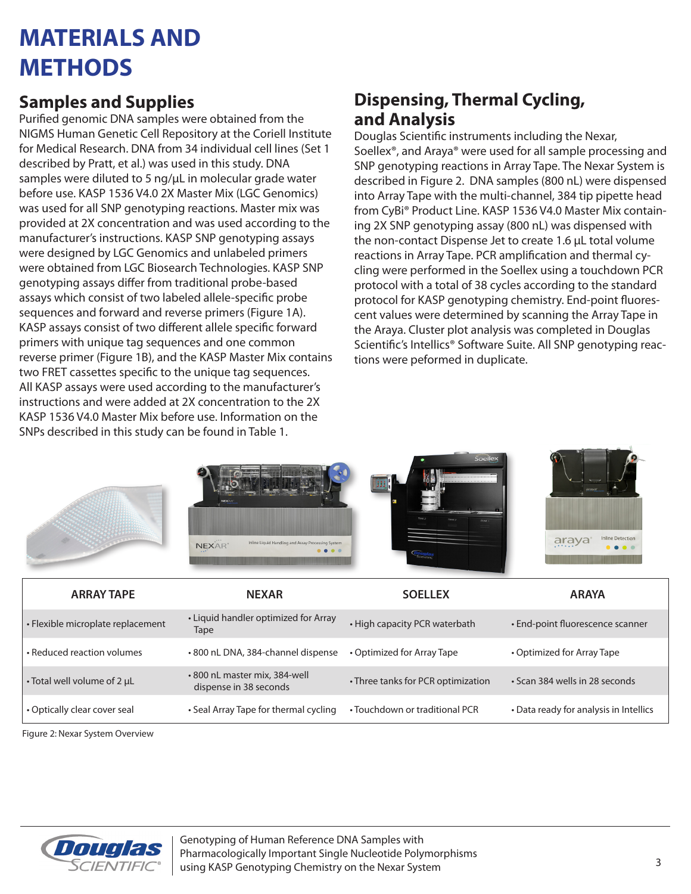# MATERIALS AND METHODS

## Samples and Supplies

Purified genomic DNA samples were obtained from the NIGMS Human Genetic Cell Repository at the Coriell Institute for Medical Research. DNA from 34 individual cell lines (Set 1 described by Pratt, et al.) was used in this study. DNA samples were diluted to 5 ng/µL in molecular grade water before use. KASP 1536 V4.0 2X Master Mix (LGC Genomics) was used for all SNP genotyping reactions. Master mix was provided at 2X concentration and was used according to the manufacturer's instructions. KASP SNP genotyping assays were designed by LGC Genomics and unlabeled primers were obtained from LGC Biosearch Technologies. KASP SNP genotyping assays differ from traditional probe-based assays which consist of two labeled allele-specific probe sequences and forward and reverse primers (Figure 1A). KASP assays consist of two different allele specific forward primers with unique tag sequences and one common reverse primer (Figure 1B), and the KASP Master Mix contains two FRET cassettes specific to the unique tag sequences. All KASP assays were used according to the manufacturer's instructions and were added at 2X concentration to the 2X KASP 1536 V4.0 Master Mix before use. Information on the SNPs described in this study can be found in Table 1.

## Dispensing, Thermal Cycling, and Analysis

Douglas Scientific instruments including the Nexar, Soellex®, and Araya® were used for all sample processing and SNP genotyping reactions in Array Tape. The Nexar System is described in Figure 2. DNA samples (800 nL) were dispensed into Array Tape with the multi-channel, 384 tip pipette head from CyBi® Product Line. KASP 1536 V4.0 Master Mix containing 2X SNP genotyping assay (800 nL) was dispensed with the non-contact Dispense Jet to create 1.6 µL total volume reactions in Array Tape. PCR amplification and thermal cycling were performed in the Soellex using a touchdown PCR protocol with a total of 38 cycles according to the standard protocol for KASP genotyping chemistry. End-point fluorescent values were determined by scanning the Array Tape in the Araya. Cluster plot analysis was completed in Douglas Scientific's Intellics® Software Suite. All SNP genotyping reactions were peformed in duplicate.

| ARRAY TAPE | NEXAR | SOELLEX | ARAYA |
|---|---|---|---|
| • Flexible microplate replacement | • Liquid handler optimized for Array Tape | • High capacity PCR waterbath | • End-point fluorescence scanner |
| • Reduced reaction volumes | • 800 nL DNA, 384-channel dispense | • Optimized for Array Tape | • Optimized for Array Tape |
| • Total well volume of 2 µL | • 800 nL master mix, 384-well dispense in 38 seconds | • Three tanks for PCR optimization | • Scan 384 wells in 28 seconds |
| • Optically clear cover seal | • Seal Array Tape for thermal cycling | • Touchdown or traditional PCR | • Data ready for analysis in Intellics |

Figure 2: Nexar System Overview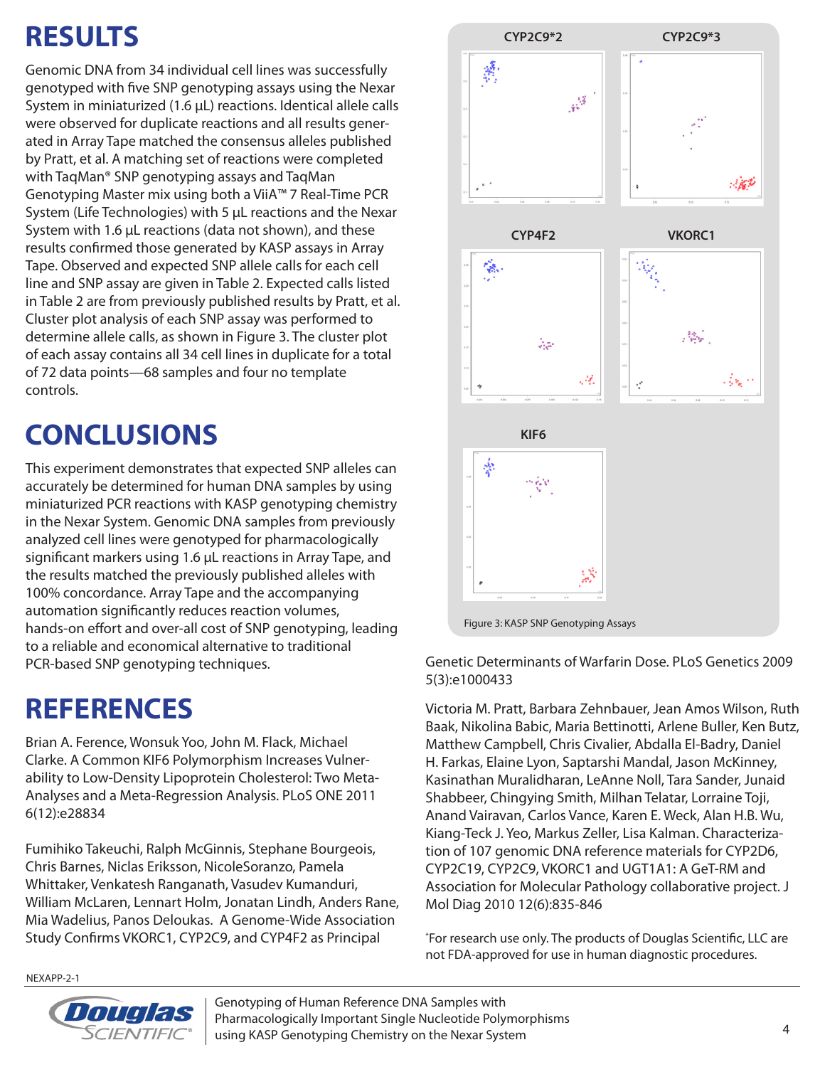# RESULTS

Genomic DNA from 34 individual cell lines was successfully genotyped with five SNP genotyping assays using the Nexar System in miniaturized (1.6 µL) reactions. Identical allele calls were observed for duplicate reactions and all results generated in Array Tape matched the consensus alleles published by Pratt, et al. A matching set of reactions were completed with TaqMan® SNP genotyping assays and TaqMan Genotyping Master mix using both a ViiA™ 7 Real-Time PCR System (Life Technologies) with 5 µL reactions and the Nexar System with 1.6 µL reactions (data not shown), and these results confirmed those generated by KASP assays in Array Tape. Observed and expected SNP allele calls for each cell line and SNP assay are given in Table 2. Expected calls listed in Table 2 are from previously published results by Pratt, et al. Cluster plot analysis of each SNP assay was performed to determine allele calls, as shown in Figure 3. The cluster plot of each assay contains all 34 cell lines in duplicate for a total of 72 data points—68 samples and four no template controls.

CYP2C9*2

CYP2C9*3

CYP4F2

VKORC1

KIF6

Figure 3: KASP SNP Genotyping Assays

# CONCLUSIONS

This experiment demonstrates that expected SNP alleles can accurately be determined for human DNA samples by using miniaturized PCR reactions with KASP genotyping chemistry in the Nexar System. Genomic DNA samples from previously analyzed cell lines were genotyped for pharmacologically significant markers using 1.6 µL reactions in Array Tape, and the results matched the previously published alleles with 100% concordance. Array Tape and the accompanying automation significantly reduces reaction volumes, hands-on effort and over-all cost of SNP genotyping, leading to a reliable and economical alternative to traditional PCR-based SNP genotyping techniques.

# REFERENCES

Brian A. Ference, Wonsuk Yoo, John M. Flack, Michael Clarke. A Common KIF6 Polymorphism Increases Vulnerability to Low-Density Lipoprotein Cholesterol: Two Meta-Analyses and a Meta-Regression Analysis. PLoS ONE 2011 6(12):e28834

Fumihiko Takeuchi, Ralph McGinnis, Stephane Bourgeois, Chris Barnes, Niclas Eriksson, NicoleSoranzo, Pamela Whittaker, Venkatesh Ranganath, Vasudev Kumanduri, William McLaren, Lennart Holm, Jonatan Lindh, Anders Rane, Mia Wadelius, Panos Deloukas. A Genome-Wide Association Study Confirms VKORC1, CYP2C9, and CYP4F2 as Principal Genetic Determinants of Warfarin Dose. PLoS Genetics 2009 5(3):e1000433

Victoria M. Pratt, Barbara Zehnbauer, Jean Amos Wilson, Ruth Baak, Nikolina Babic, Maria Bettinotti, Arlene Buller, Ken Butz, Matthew Campbell, Chris Civalier, Abdalla El-Badry, Daniel H. Farkas, Elaine Lyon, Saptarshi Mandal, Jason McKinney, Kasinathan Muralidharan, LeAnne Noll, Tara Sander, Junaid Shabbeer, Chingying Smith, Milhan Telatar, Lorraine Toji, Anand Vairavan, Carlos Vance, Karen E. Weck, Alan H.B. Wu, Kiang-Teck J. Yeo, Markus Zeller, Lisa Kalman. Characterization of 107 genomic DNA reference materials for CYP2D6, CYP2C19, CYP2C9, VKORC1 and UGT1A1: A GeT-RM and Association for Molecular Pathology collaborative project. J Mol Diag 2010 12(6):835-846

*For research use only. The products of Douglas Scientific, LLC are not FDA-approved for use in human diagnostic procedures.

NEXAPP-2-1